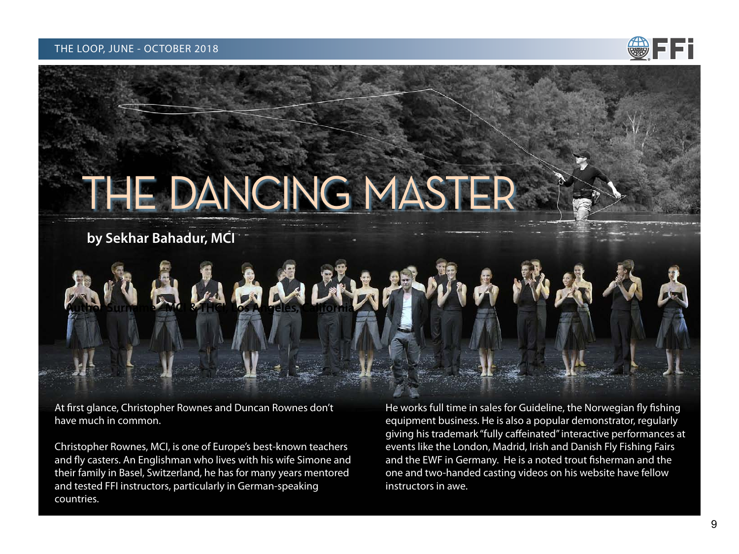# THE DANCING MASTER

**by Sekhar Bahadur, MCI**

**Author Surname - MCI & THCI, Los Angeles, California**

At first glance, Christopher Rownes and Duncan Rownes don't have much in common.

Christopher Rownes, MCI, is one of Europe's best-known teachers and fly casters. An Englishman who lives with his wife Simone and their family in Basel, Switzerland, he has for many years mentored and tested FFI instructors, particularly in German-speaking countries.

He works full time in sales for Guideline, the Norwegian fly fishing equipment business. He is also a popular demonstrator, regularly giving his trademark "fully caffeinated" interactive performances at events like the London, Madrid, Irish and Danish Fly Fishing Fairs and the EWF in Germany. He is a noted trout fisherman and the one and two-handed casting videos on his website have fellow instructors in awe.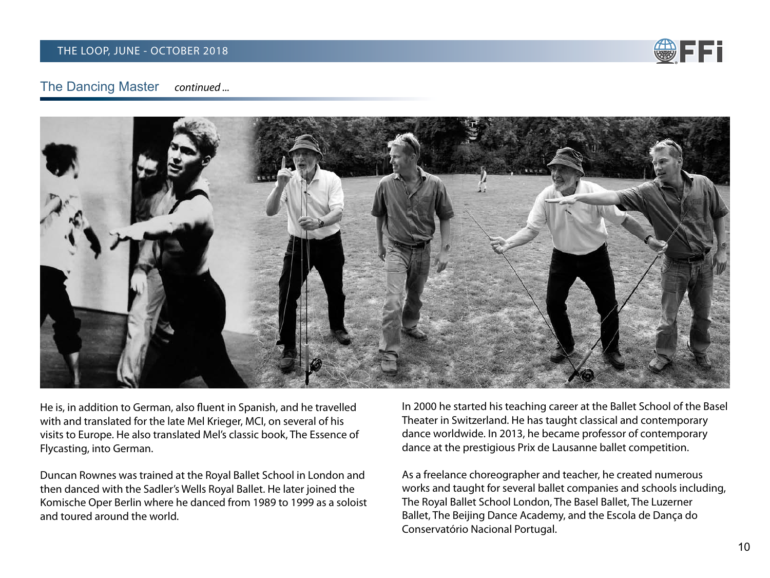## The Dancing Master *continued ...*

He is, in addition to German, also fluent in Spanish, and he travelled with and translated for the late Mel Krieger, MCI, on several of his visits to Europe. He also translated Mel's classic book, The Essence of Flycasting, into German.

Duncan Rownes was trained at the Royal Ballet School in London and then danced with the Sadler's Wells Royal Ballet. He later joined the Komische Oper Berlin where he danced from 1989 to 1999 as a soloist and toured around the world.

In 2000 he started his teaching career at the Ballet School of the Basel Theater in Switzerland. He has taught classical and contemporary dance worldwide. In 2013, he became professor of contemporary dance at the prestigious Prix de Lausanne ballet competition.

As a freelance choreographer and teacher, he created numerous works and taught for several ballet companies and schools including, The Royal Ballet School London, The Basel Ballet, The Luzerner Ballet, The Beijing Dance Academy, and the Escola de Dança do Conservatório Nacional Portugal.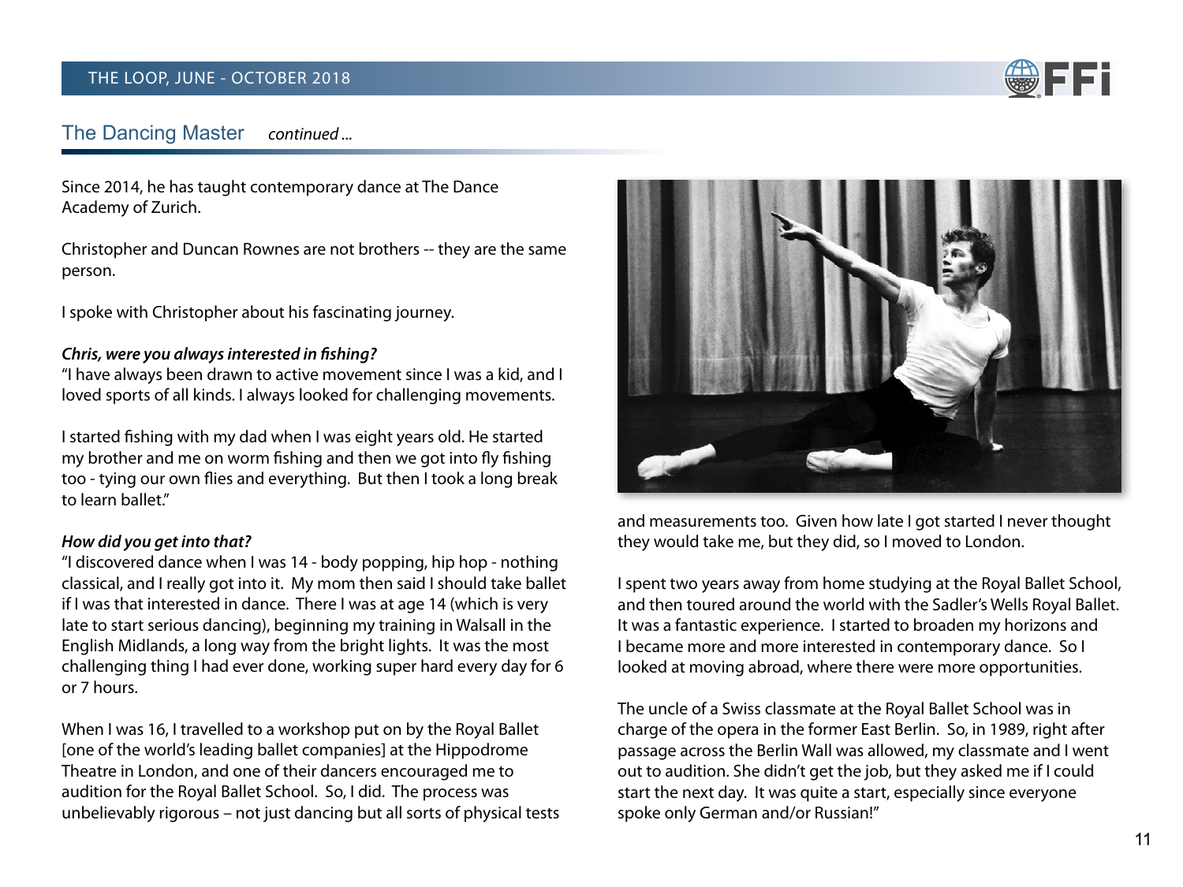## The Dancing Master *continued ...*

Since 2014, he has taught contemporary dance at The Dance Academy of Zurich.

Christopher and Duncan Rownes are not brothers -- they are the same person.

I spoke with Christopher about his fascinating journey.

***Chris, were you always interested in fishing?***
"I have always been drawn to active movement since I was a kid, and I loved sports of all kinds. I always looked for challenging movements.

I started fishing with my dad when I was eight years old. He started my brother and me on worm fishing and then we got into fly fishing too - tying our own flies and everything. But then I took a long break to learn ballet."

***How did you get into that?***
"I discovered dance when I was 14 - body popping, hip hop - nothing classical, and I really got into it. My mom then said I should take ballet if I was that interested in dance. There I was at age 14 (which is very late to start serious dancing), beginning my training in Walsall in the English Midlands, a long way from the bright lights. It was the most challenging thing I had ever done, working super hard every day for 6 or 7 hours.

When I was 16, I travelled to a workshop put on by the Royal Ballet [one of the world's leading ballet companies] at the Hippodrome Theatre in London, and one of their dancers encouraged me to audition for the Royal Ballet School. So, I did. The process was unbelievably rigorous – not just dancing but all sorts of physical tests and measurements too. Given how late I got started I never thought they would take me, but they did, so I moved to London.

I spent two years away from home studying at the Royal Ballet School, and then toured around the world with the Sadler's Wells Royal Ballet. It was a fantastic experience. I started to broaden my horizons and I became more and more interested in contemporary dance. So I looked at moving abroad, where there were more opportunities.

The uncle of a Swiss classmate at the Royal Ballet School was in charge of the opera in the former East Berlin. So, in 1989, right after passage across the Berlin Wall was allowed, my classmate and I went out to audition. She didn't get the job, but they asked me if I could start the next day. It was quite a start, especially since everyone spoke only German and/or Russian!"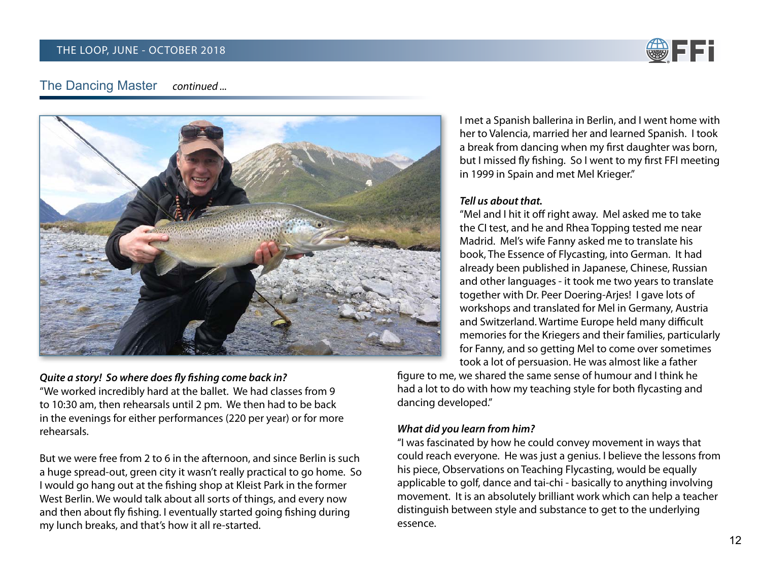## The Dancing Master *continued ...*

***Quite a story! So where does fly fishing come back in?***

"We worked incredibly hard at the ballet. We had classes from 9 to 10:30 am, then rehearsals until 2 pm. We then had to be back in the evenings for either performances (220 per year) or for more rehearsals.

But we were free from 2 to 6 in the afternoon, and since Berlin is such a huge spread-out, green city it wasn't really practical to go home. So I would go hang out at the fishing shop at Kleist Park in the former West Berlin. We would talk about all sorts of things, and every now and then about fly fishing. I eventually started going fishing during my lunch breaks, and that's how it all re-started.

I met a Spanish ballerina in Berlin, and I went home with her to Valencia, married her and learned Spanish. I took a break from dancing when my first daughter was born, but I missed fly fishing. So I went to my first FFI meeting in 1999 in Spain and met Mel Krieger."

***Tell us about that.***

"Mel and I hit it off right away. Mel asked me to take the CI test, and he and Rhea Topping tested me near Madrid. Mel's wife Fanny asked me to translate his book, The Essence of Flycasting, into German. It had already been published in Japanese, Chinese, Russian and other languages - it took me two years to translate together with Dr. Peer Doering-Arjes! I gave lots of workshops and translated for Mel in Germany, Austria and Switzerland. Wartime Europe held many difficult memories for the Kriegers and their families, particularly for Fanny, and so getting Mel to come over sometimes took a lot of persuasion. He was almost like a father figure to me, we shared the same sense of humour and I think he had a lot to do with how my teaching style for both flycasting and dancing developed."

***What did you learn from him?***

"I was fascinated by how he could convey movement in ways that could reach everyone. He was just a genius. I believe the lessons from his piece, Observations on Teaching Flycasting, would be equally applicable to golf, dance and tai-chi - basically to anything involving movement. It is an absolutely brilliant work which can help a teacher distinguish between style and substance to get to the underlying essence.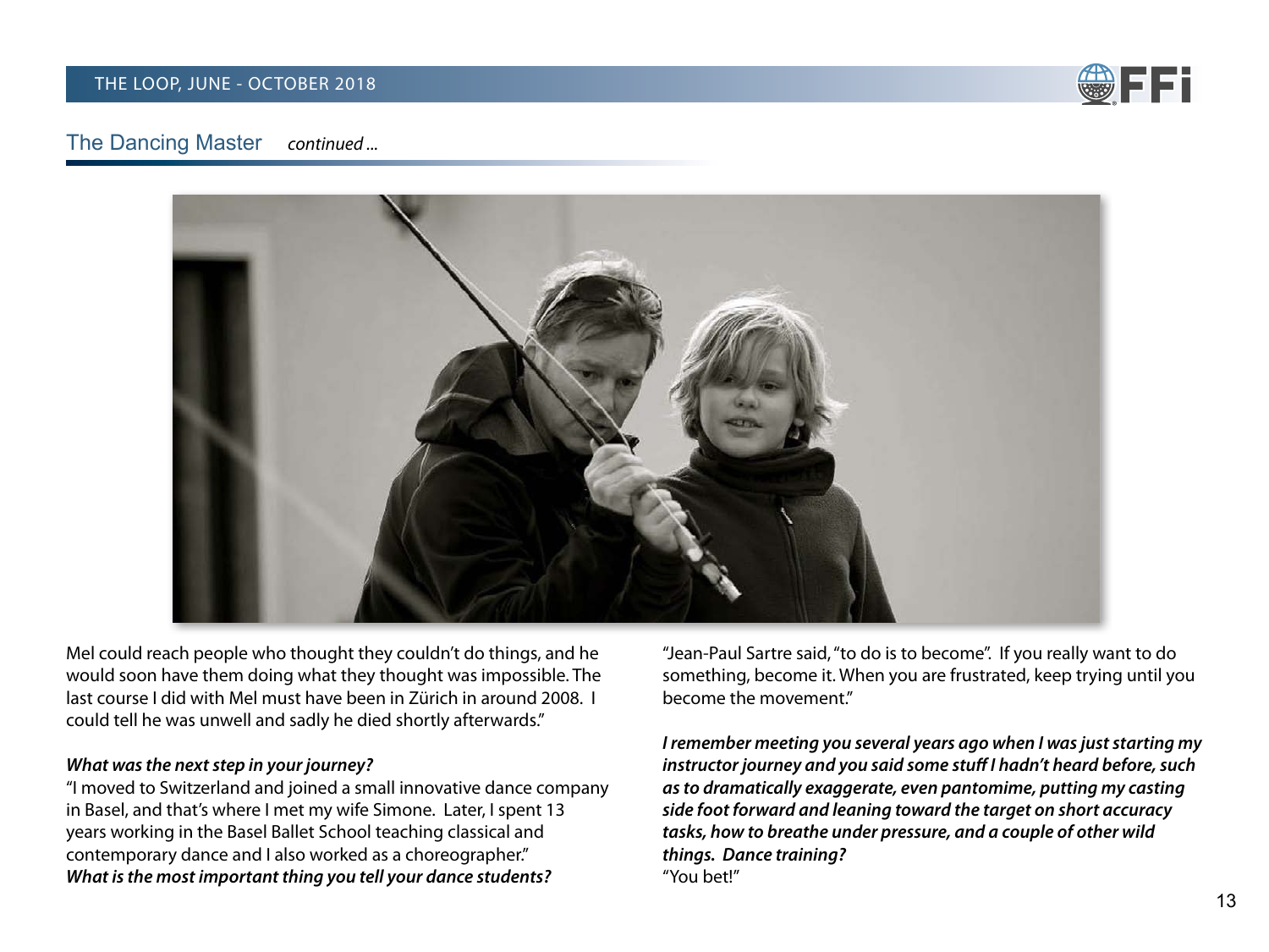## The Dancing Master *continued ...*

Mel could reach people who thought they couldn't do things, and he would soon have them doing what they thought was impossible. The last course I did with Mel must have been in Zürich in around 2008. I could tell he was unwell and sadly he died shortly afterwards."

***What was the next step in your journey?***

"I moved to Switzerland and joined a small innovative dance company in Basel, and that's where I met my wife Simone. Later, I spent 13 years working in the Basel Ballet School teaching classical and contemporary dance and I also worked as a choreographer."

***What is the most important thing you tell your dance students?***

"Jean-Paul Sartre said, "to do is to become". If you really want to do something, become it. When you are frustrated, keep trying until you become the movement."

***I remember meeting you several years ago when I was just starting my instructor journey and you said some stuff I hadn't heard before, such as to dramatically exaggerate, even pantomime, putting my casting side foot forward and leaning toward the target on short accuracy tasks, how to breathe under pressure, and a couple of other wild things. Dance training?***

"You bet!"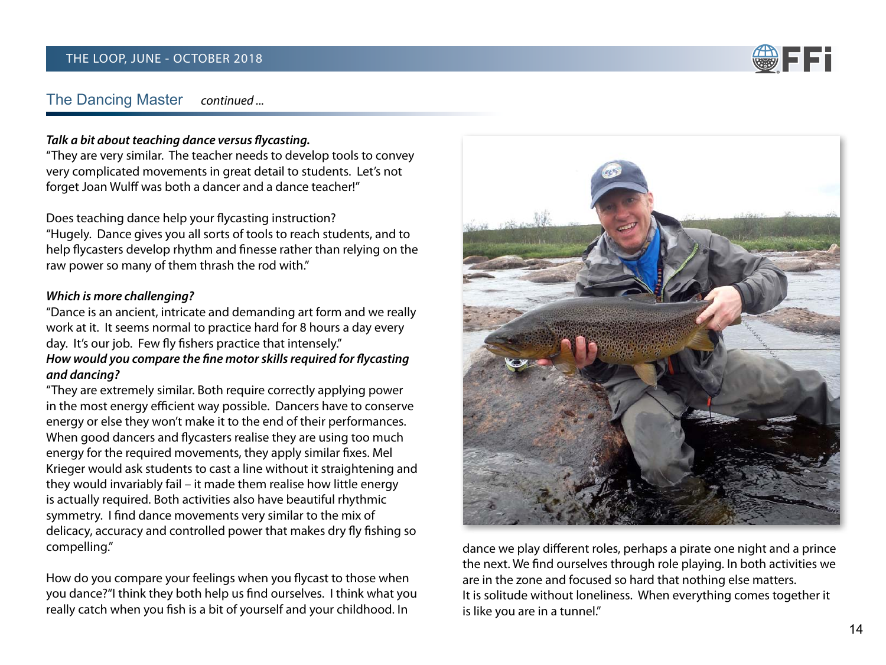## The Dancing Master *continued ...*

***Talk a bit about teaching dance versus flycasting.***
"They are very similar. The teacher needs to develop tools to convey very complicated movements in great detail to students. Let's not forget Joan Wulff was both a dancer and a dance teacher!"

Does teaching dance help your flycasting instruction?
"Hugely. Dance gives you all sorts of tools to reach students, and to help flycasters develop rhythm and finesse rather than relying on the raw power so many of them thrash the rod with."

***Which is more challenging?***
"Dance is an ancient, intricate and demanding art form and we really work at it. It seems normal to practice hard for 8 hours a day every day. It's our job. Few fly fishers practice that intensely."
***How would you compare the fine motor skills required for flycasting and dancing?***
"They are extremely similar. Both require correctly applying power in the most energy efficient way possible. Dancers have to conserve energy or else they won't make it to the end of their performances. When good dancers and flycasters realise they are using too much energy for the required movements, they apply similar fixes. Mel Krieger would ask students to cast a line without it straightening and they would invariably fail – it made them realise how little energy is actually required. Both activities also have beautiful rhythmic symmetry. I find dance movements very similar to the mix of delicacy, accuracy and controlled power that makes dry fly fishing so compelling."

How do you compare your feelings when you flycast to those when you dance?"I think they both help us find ourselves. I think what you really catch when you fish is a bit of yourself and your childhood. In dance we play different roles, perhaps a pirate one night and a prince the next. We find ourselves through role playing. In both activities we are in the zone and focused so hard that nothing else matters.
It is solitude without loneliness. When everything comes together it is like you are in a tunnel."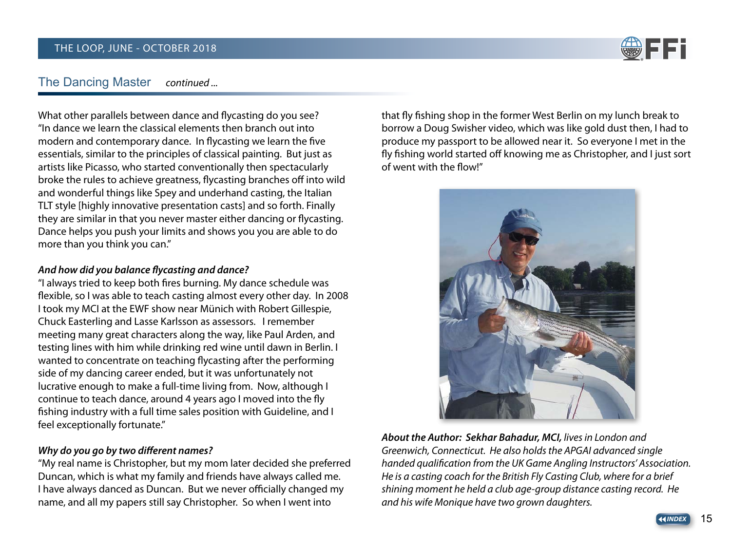## The Dancing Master *continued ...*

What other parallels between dance and flycasting do you see? "In dance we learn the classical elements then branch out into modern and contemporary dance. In flycasting we learn the five essentials, similar to the principles of classical painting. But just as artists like Picasso, who started conventionally then spectacularly broke the rules to achieve greatness, flycasting branches off into wild and wonderful things like Spey and underhand casting, the Italian TLT style [highly innovative presentation casts] and so forth. Finally they are similar in that you never master either dancing or flycasting. Dance helps you push your limits and shows you you are able to do more than you think you can."

***And how did you balance flycasting and dance?***

"I always tried to keep both fires burning. My dance schedule was flexible, so I was able to teach casting almost every other day. In 2008 I took my MCI at the EWF show near Münich with Robert Gillespie, Chuck Easterling and Lasse Karlsson as assessors. I remember meeting many great characters along the way, like Paul Arden, and testing lines with him while drinking red wine until dawn in Berlin. I wanted to concentrate on teaching flycasting after the performing side of my dancing career ended, but it was unfortunately not lucrative enough to make a full-time living from. Now, although I continue to teach dance, around 4 years ago I moved into the fly fishing industry with a full time sales position with Guideline, and I feel exceptionally fortunate."

***Why do you go by two different names?***

"My real name is Christopher, but my mom later decided she preferred Duncan, which is what my family and friends have always called me. I have always danced as Duncan. But we never officially changed my name, and all my papers still say Christopher. So when I went into that fly fishing shop in the former West Berlin on my lunch break to borrow a Doug Swisher video, which was like gold dust then, I had to produce my passport to be allowed near it. So everyone I met in the fly fishing world started off knowing me as Christopher, and I just sort of went with the flow!"

***About the Author: Sekhar Bahadur, MCI,*** *lives in London and Greenwich, Connecticut. He also holds the APGAI advanced single handed qualification from the UK Game Angling Instructors' Association. He is a casting coach for the British Fly Casting Club, where for a brief shining moment he held a club age-group distance casting record. He and his wife Monique have two grown daughters.*